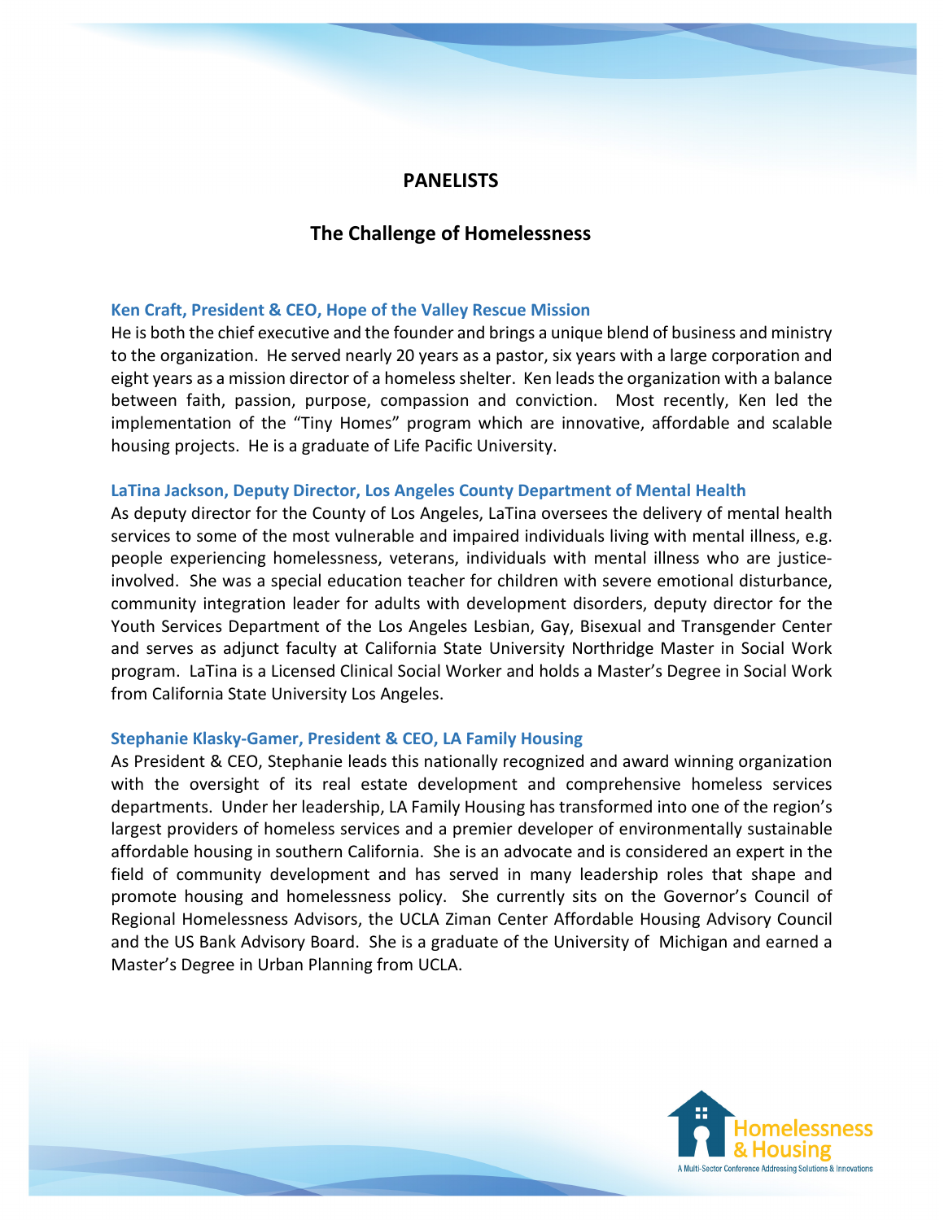## PANELISTS

## The Challenge of Homelessness

**Ken Craft, President & CEO, Hope of the Valley Rescue Mission**

He is both the chief executive and the founder and brings a unique blend of business and ministry to the organization. He served nearly 20 years as a pastor, six years with a large corporation and eight years as a mission director of a homeless shelter. Ken leads the organization with a balance between faith, passion, purpose, compassion and conviction. Most recently, Ken led the implementation of the "Tiny Homes" program which are innovative, affordable and scalable housing projects. He is a graduate of Life Pacific University.

**LaTina Jackson, Deputy Director, Los Angeles County Department of Mental Health**

As deputy director for the County of Los Angeles, LaTina oversees the delivery of mental health services to some of the most vulnerable and impaired individuals living with mental illness, e.g. people experiencing homelessness, veterans, individuals with mental illness who are justice-involved. She was a special education teacher for children with severe emotional disturbance, community integration leader for adults with development disorders, deputy director for the Youth Services Department of the Los Angeles Lesbian, Gay, Bisexual and Transgender Center and serves as adjunct faculty at California State University Northridge Master in Social Work program. LaTina is a Licensed Clinical Social Worker and holds a Master's Degree in Social Work from California State University Los Angeles.

**Stephanie Klasky-Gamer, President & CEO, LA Family Housing**

As President & CEO, Stephanie leads this nationally recognized and award winning organization with the oversight of its real estate development and comprehensive homeless services departments. Under her leadership, LA Family Housing has transformed into one of the region's largest providers of homeless services and a premier developer of environmentally sustainable affordable housing in southern California. She is an advocate and is considered an expert in the field of community development and has served in many leadership roles that shape and promote housing and homelessness policy. She currently sits on the Governor's Council of Regional Homelessness Advisors, the UCLA Ziman Center Affordable Housing Advisory Council and the US Bank Advisory Board. She is a graduate of the University of Michigan and earned a Master's Degree in Urban Planning from UCLA.

Homelessness & Housing

A Multi-Sector Conference Addressing Solutions & Innovations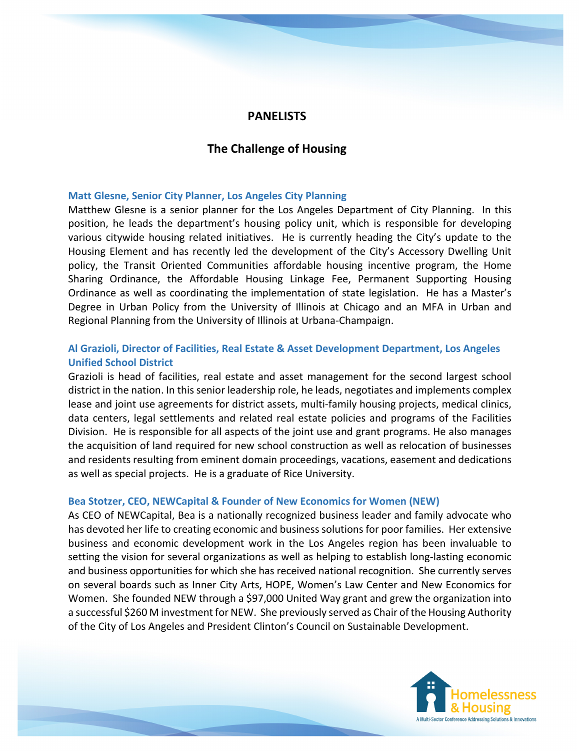## PANELISTS

## The Challenge of Housing

### Matt Glesne, Senior City Planner, Los Angeles City Planning

Matthew Glesne is a senior planner for the Los Angeles Department of City Planning. In this position, he leads the department's housing policy unit, which is responsible for developing various citywide housing related initiatives. He is currently heading the City's update to the Housing Element and has recently led the development of the City's Accessory Dwelling Unit policy, the Transit Oriented Communities affordable housing incentive program, the Home Sharing Ordinance, the Affordable Housing Linkage Fee, Permanent Supporting Housing Ordinance as well as coordinating the implementation of state legislation. He has a Master's Degree in Urban Policy from the University of Illinois at Chicago and an MFA in Urban and Regional Planning from the University of Illinois at Urbana-Champaign.

### Al Grazioli, Director of Facilities, Real Estate & Asset Development Department, Los Angeles Unified School District

Grazioli is head of facilities, real estate and asset management for the second largest school district in the nation. In this senior leadership role, he leads, negotiates and implements complex lease and joint use agreements for district assets, multi-family housing projects, medical clinics, data centers, legal settlements and related real estate policies and programs of the Facilities Division. He is responsible for all aspects of the joint use and grant programs. He also manages the acquisition of land required for new school construction as well as relocation of businesses and residents resulting from eminent domain proceedings, vacations, easement and dedications as well as special projects. He is a graduate of Rice University.

### Bea Stotzer, CEO, NEWCapital & Founder of New Economics for Women (NEW)

As CEO of NEWCapital, Bea is a nationally recognized business leader and family advocate who has devoted her life to creating economic and business solutions for poor families. Her extensive business and economic development work in the Los Angeles region has been invaluable to setting the vision for several organizations as well as helping to establish long-lasting economic and business opportunities for which she has received national recognition. She currently serves on several boards such as Inner City Arts, HOPE, Women's Law Center and New Economics for Women. She founded NEW through a $97,000 United Way grant and grew the organization into a successful $260 M investment for NEW. She previously served as Chair of the Housing Authority of the City of Los Angeles and President Clinton's Council on Sustainable Development.